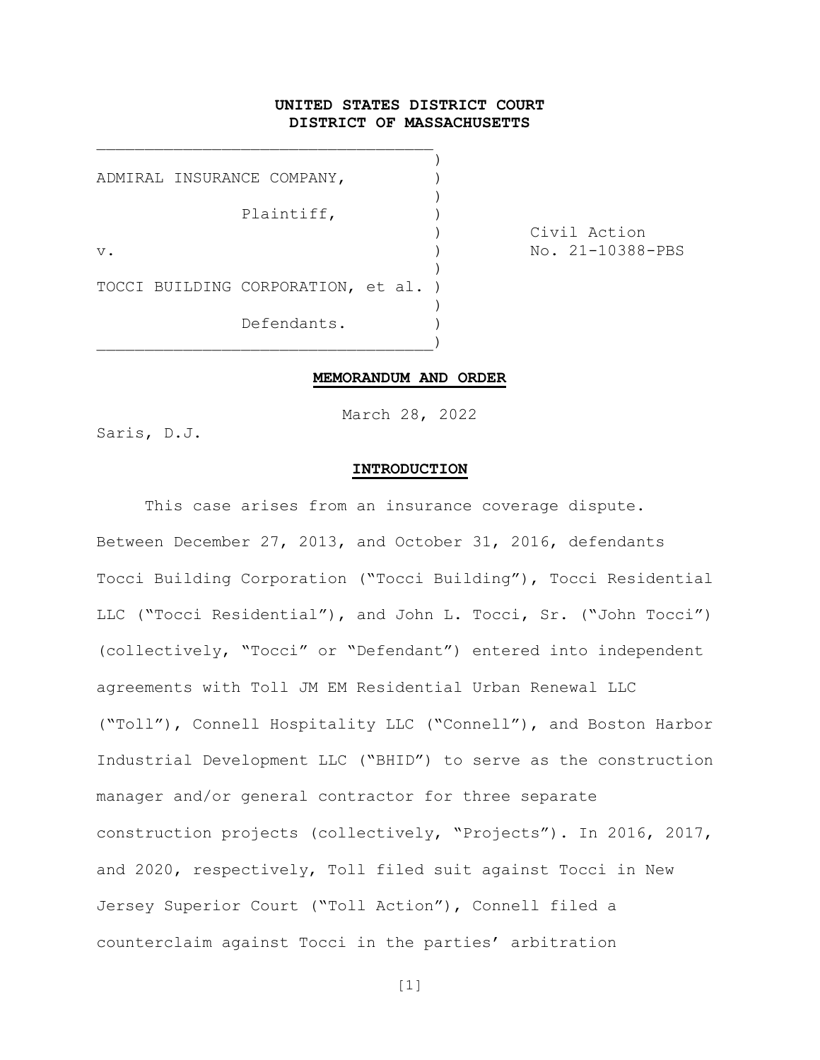**UNITED STATES DISTRICT COURT**
**DISTRICT OF MASSACHUSETTS**

ADMIRAL INSURANCE COMPANY,

Plaintiff,

v.

TOCCI BUILDING CORPORATION, et al.

Defendants.

Civil Action
No. 21-10388-PBS

**MEMORANDUM AND ORDER**

March 28, 2022

Saris, D.J.

**INTRODUCTION**

This case arises from an insurance coverage dispute. Between December 27, 2013, and October 31, 2016, defendants Tocci Building Corporation ("Tocci Building"), Tocci Residential LLC ("Tocci Residential"), and John L. Tocci, Sr. ("John Tocci") (collectively, "Tocci" or "Defendant") entered into independent agreements with Toll JM EM Residential Urban Renewal LLC ("Toll"), Connell Hospitality LLC ("Connell"), and Boston Harbor Industrial Development LLC ("BHID") to serve as the construction manager and/or general contractor for three separate construction projects (collectively, "Projects"). In 2016, 2017, and 2020, respectively, Toll filed suit against Tocci in New Jersey Superior Court ("Toll Action"), Connell filed a counterclaim against Tocci in the parties' arbitration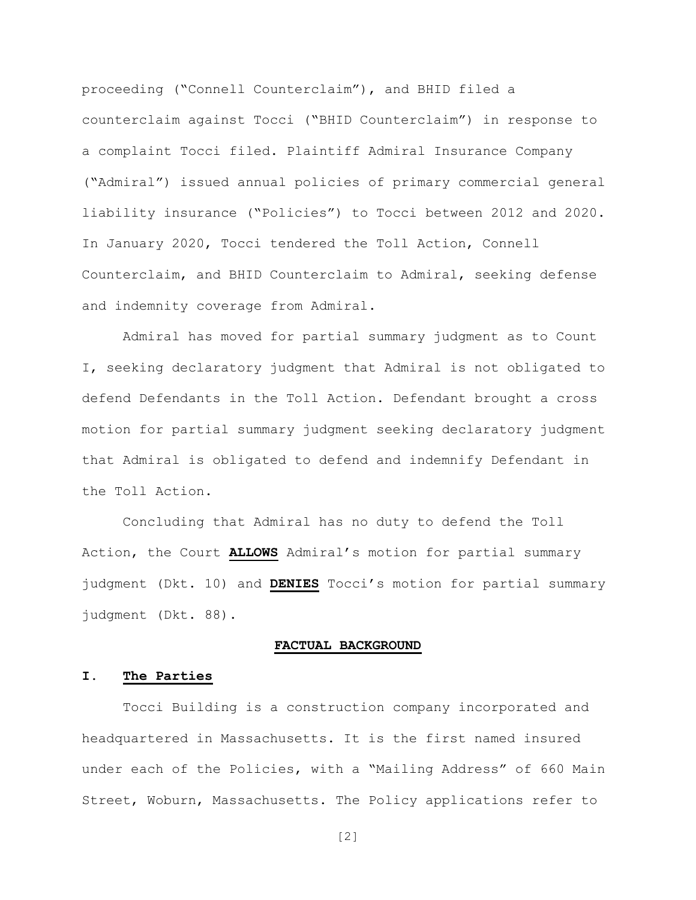proceeding ("Connell Counterclaim"), and BHID filed a counterclaim against Tocci ("BHID Counterclaim") in response to a complaint Tocci filed. Plaintiff Admiral Insurance Company ("Admiral") issued annual policies of primary commercial general liability insurance ("Policies") to Tocci between 2012 and 2020. In January 2020, Tocci tendered the Toll Action, Connell Counterclaim, and BHID Counterclaim to Admiral, seeking defense and indemnity coverage from Admiral.

Admiral has moved for partial summary judgment as to Count I, seeking declaratory judgment that Admiral is not obligated to defend Defendants in the Toll Action. Defendant brought a cross motion for partial summary judgment seeking declaratory judgment that Admiral is obligated to defend and indemnify Defendant in the Toll Action.

Concluding that Admiral has no duty to defend the Toll Action, the Court **ALLOWS** Admiral's motion for partial summary judgment (Dkt. 10) and **DENIES** Tocci's motion for partial summary judgment (Dkt. 88).

## FACTUAL BACKGROUND

### I. The Parties

Tocci Building is a construction company incorporated and headquartered in Massachusetts. It is the first named insured under each of the Policies, with a "Mailing Address" of 660 Main Street, Woburn, Massachusetts. The Policy applications refer to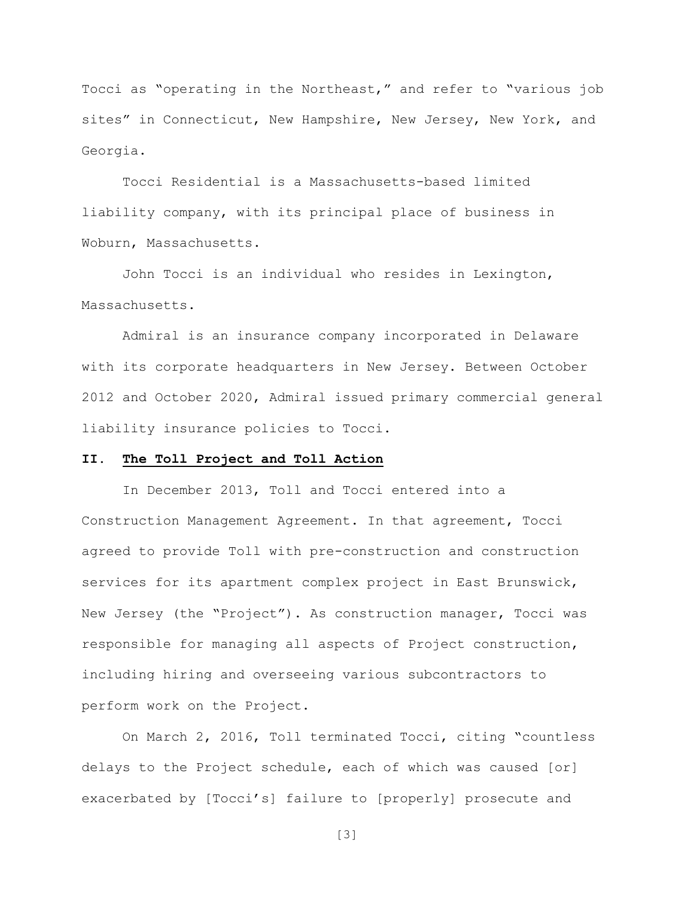Tocci as "operating in the Northeast," and refer to "various job sites" in Connecticut, New Hampshire, New Jersey, New York, and Georgia.

Tocci Residential is a Massachusetts-based limited liability company, with its principal place of business in Woburn, Massachusetts.

John Tocci is an individual who resides in Lexington, Massachusetts.

Admiral is an insurance company incorporated in Delaware with its corporate headquarters in New Jersey. Between October 2012 and October 2020, Admiral issued primary commercial general liability insurance policies to Tocci.

## II. <u>The Toll Project and Toll Action</u>

In December 2013, Toll and Tocci entered into a Construction Management Agreement. In that agreement, Tocci agreed to provide Toll with pre-construction and construction services for its apartment complex project in East Brunswick, New Jersey (the "Project"). As construction manager, Tocci was responsible for managing all aspects of Project construction, including hiring and overseeing various subcontractors to perform work on the Project.

On March 2, 2016, Toll terminated Tocci, citing "countless delays to the Project schedule, each of which was caused [or] exacerbated by [Tocci's] failure to [properly] prosecute and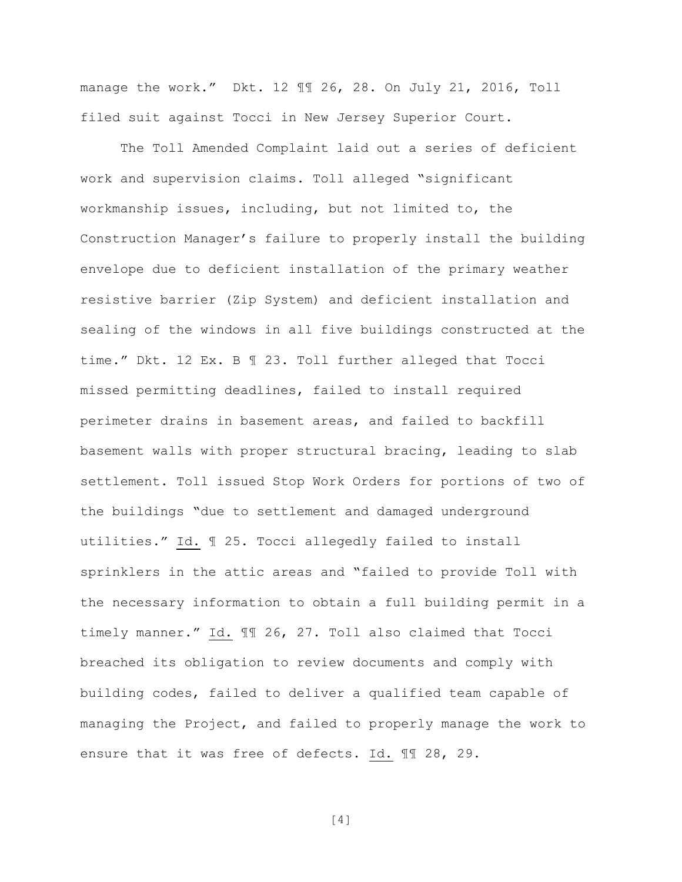manage the work." Dkt. 12 ¶¶ 26, 28. On July 21, 2016, Toll filed suit against Tocci in New Jersey Superior Court.

The Toll Amended Complaint laid out a series of deficient work and supervision claims. Toll alleged "significant workmanship issues, including, but not limited to, the Construction Manager's failure to properly install the building envelope due to deficient installation of the primary weather resistive barrier (Zip System) and deficient installation and sealing of the windows in all five buildings constructed at the time." Dkt. 12 Ex. B ¶ 23. Toll further alleged that Tocci missed permitting deadlines, failed to install required perimeter drains in basement areas, and failed to backfill basement walls with proper structural bracing, leading to slab settlement. Toll issued Stop Work Orders for portions of two of the buildings "due to settlement and damaged underground utilities." Id. ¶ 25. Tocci allegedly failed to install sprinklers in the attic areas and "failed to provide Toll with the necessary information to obtain a full building permit in a timely manner." Id. ¶¶ 26, 27. Toll also claimed that Tocci breached its obligation to review documents and comply with building codes, failed to deliver a qualified team capable of managing the Project, and failed to properly manage the work to ensure that it was free of defects. Id. ¶¶ 28, 29.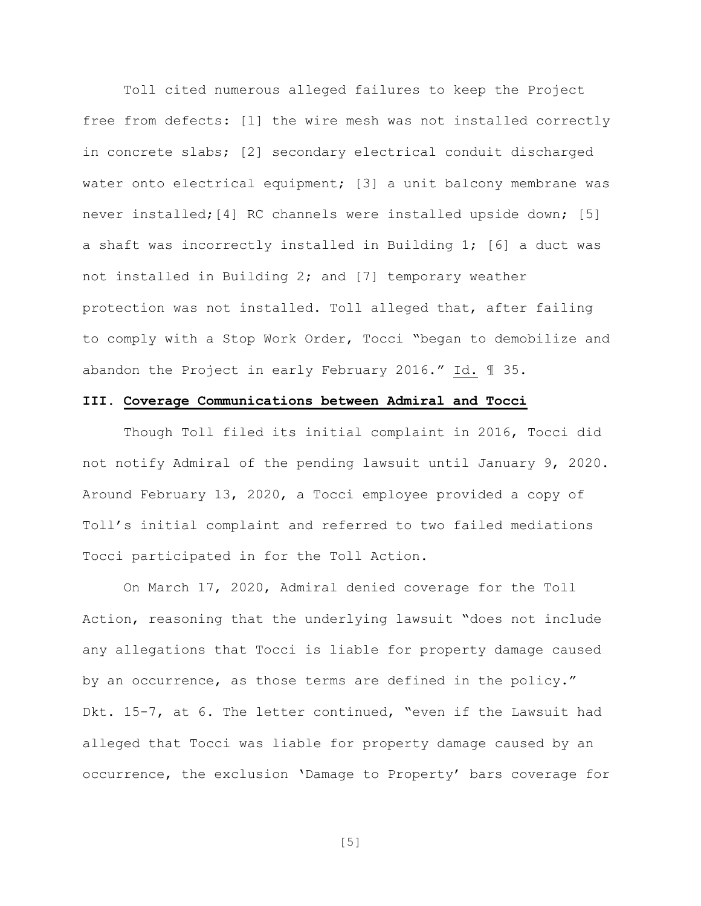Toll cited numerous alleged failures to keep the Project free from defects: [1] the wire mesh was not installed correctly in concrete slabs; [2] secondary electrical conduit discharged water onto electrical equipment; [3] a unit balcony membrane was never installed;[4] RC channels were installed upside down; [5] a shaft was incorrectly installed in Building 1; [6] a duct was not installed in Building 2; and [7] temporary weather protection was not installed. Toll alleged that, after failing to comply with a Stop Work Order, Tocci "began to demobilize and abandon the Project in early February 2016." Id. ¶ 35.

## III. Coverage Communications between Admiral and Tocci

Though Toll filed its initial complaint in 2016, Tocci did not notify Admiral of the pending lawsuit until January 9, 2020. Around February 13, 2020, a Tocci employee provided a copy of Toll's initial complaint and referred to two failed mediations Tocci participated in for the Toll Action.

On March 17, 2020, Admiral denied coverage for the Toll Action, reasoning that the underlying lawsuit "does not include any allegations that Tocci is liable for property damage caused by an occurrence, as those terms are defined in the policy." Dkt. 15-7, at 6. The letter continued, "even if the Lawsuit had alleged that Tocci was liable for property damage caused by an occurrence, the exclusion 'Damage to Property' bars coverage for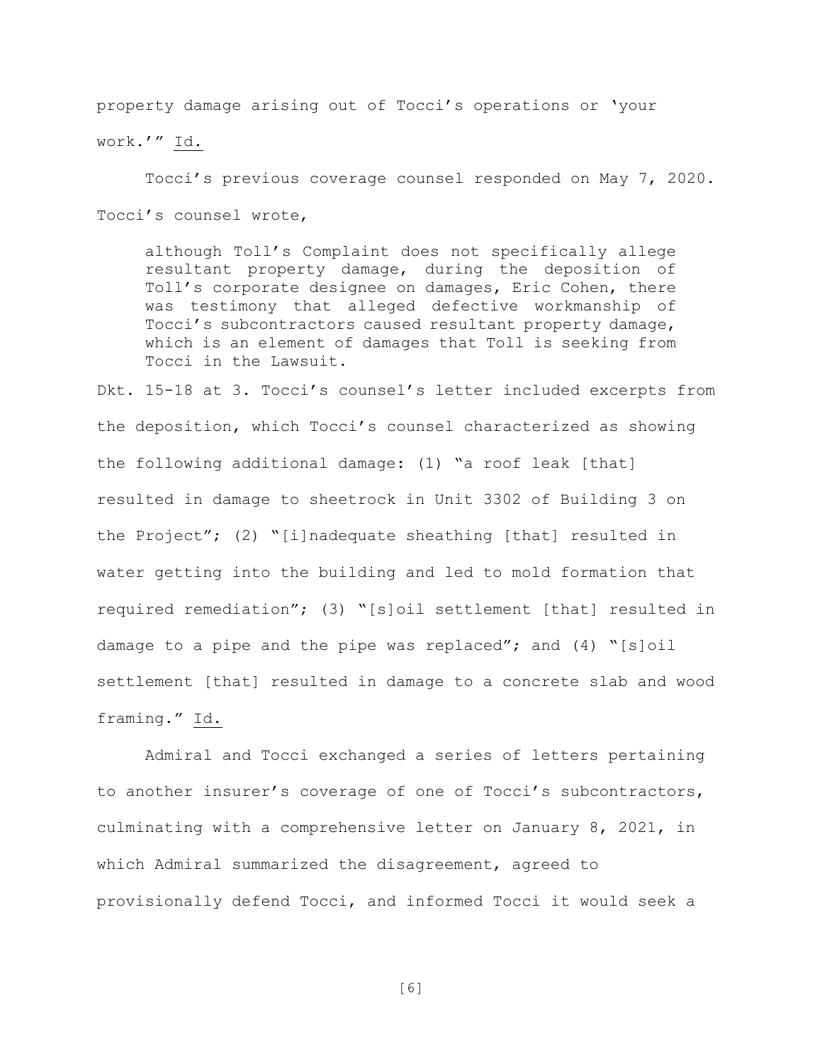property damage arising out of Tocci's operations or 'your work.'" Id.

Tocci's previous coverage counsel responded on May 7, 2020. Tocci's counsel wrote,

> although Toll's Complaint does not specifically allege resultant property damage, during the deposition of Toll's corporate designee on damages, Eric Cohen, there was testimony that alleged defective workmanship of Tocci's subcontractors caused resultant property damage, which is an element of damages that Toll is seeking from Tocci in the Lawsuit.

Dkt. 15-18 at 3. Tocci's counsel's letter included excerpts from the deposition, which Tocci's counsel characterized as showing the following additional damage: (1) "a roof leak [that] resulted in damage to sheetrock in Unit 3302 of Building 3 on the Project"; (2) "[i]nadequate sheathing [that] resulted in water getting into the building and led to mold formation that required remediation"; (3) "[s]oil settlement [that] resulted in damage to a pipe and the pipe was replaced"; and (4) "[s]oil settlement [that] resulted in damage to a concrete slab and wood framing." Id.

Admiral and Tocci exchanged a series of letters pertaining to another insurer's coverage of one of Tocci's subcontractors, culminating with a comprehensive letter on January 8, 2021, in which Admiral summarized the disagreement, agreed to provisionally defend Tocci, and informed Tocci it would seek a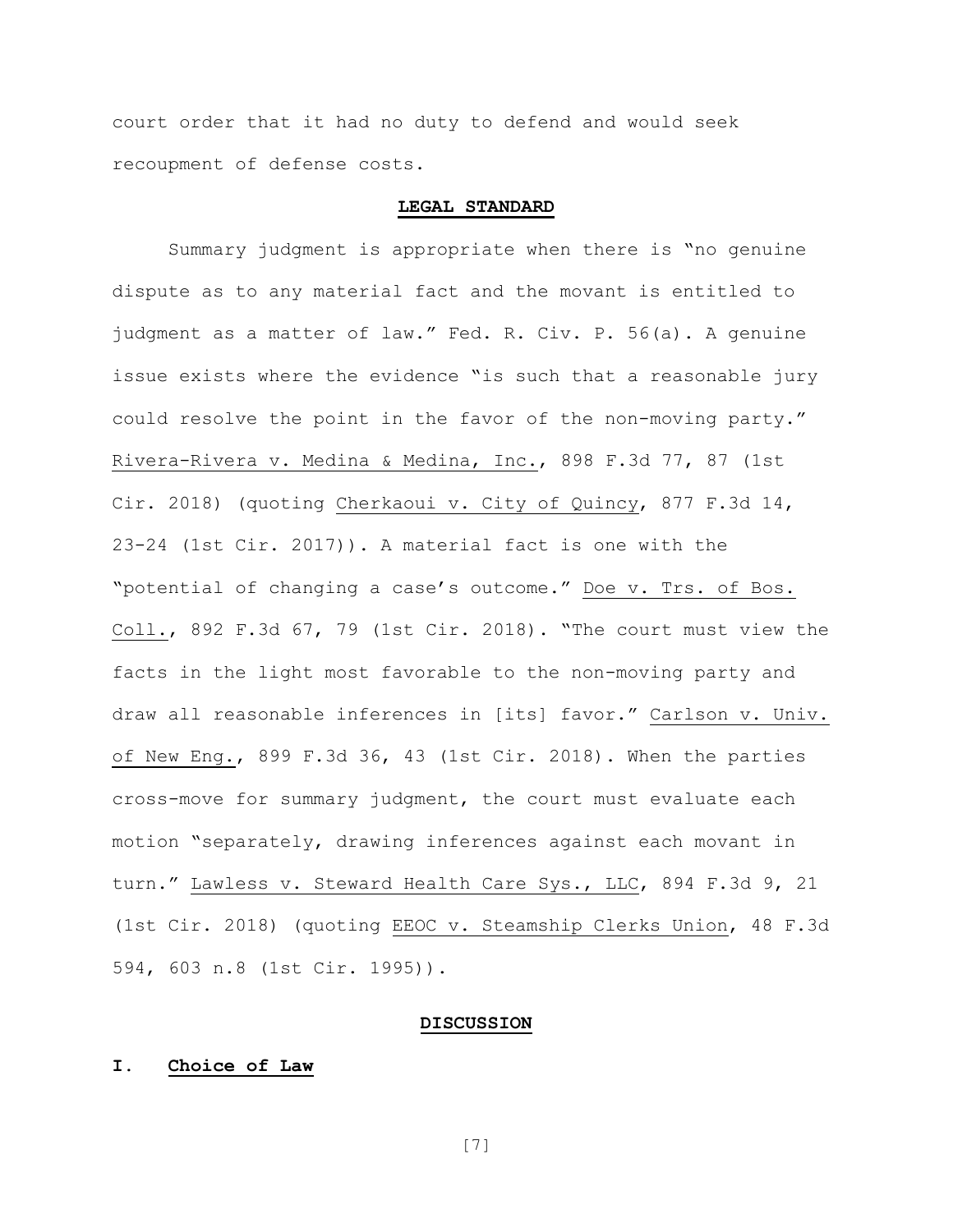court order that it had no duty to defend and would seek recoupment of defense costs.

## LEGAL STANDARD

Summary judgment is appropriate when there is "no genuine dispute as to any material fact and the movant is entitled to judgment as a matter of law." Fed. R. Civ. P. 56(a). A genuine issue exists where the evidence "is such that a reasonable jury could resolve the point in the favor of the non-moving party." Rivera-Rivera v. Medina & Medina, Inc., 898 F.3d 77, 87 (1st Cir. 2018) (quoting Cherkaoui v. City of Quincy, 877 F.3d 14, 23-24 (1st Cir. 2017)). A material fact is one with the "potential of changing a case's outcome." Doe v. Trs. of Bos. Coll., 892 F.3d 67, 79 (1st Cir. 2018). "The court must view the facts in the light most favorable to the non-moving party and draw all reasonable inferences in [its] favor." Carlson v. Univ. of New Eng., 899 F.3d 36, 43 (1st Cir. 2018). When the parties cross-move for summary judgment, the court must evaluate each motion "separately, drawing inferences against each movant in turn." Lawless v. Steward Health Care Sys., LLC, 894 F.3d 9, 21 (1st Cir. 2018) (quoting EEOC v. Steamship Clerks Union, 48 F.3d 594, 603 n.8 (1st Cir. 1995)).

## DISCUSSION

### I. Choice of Law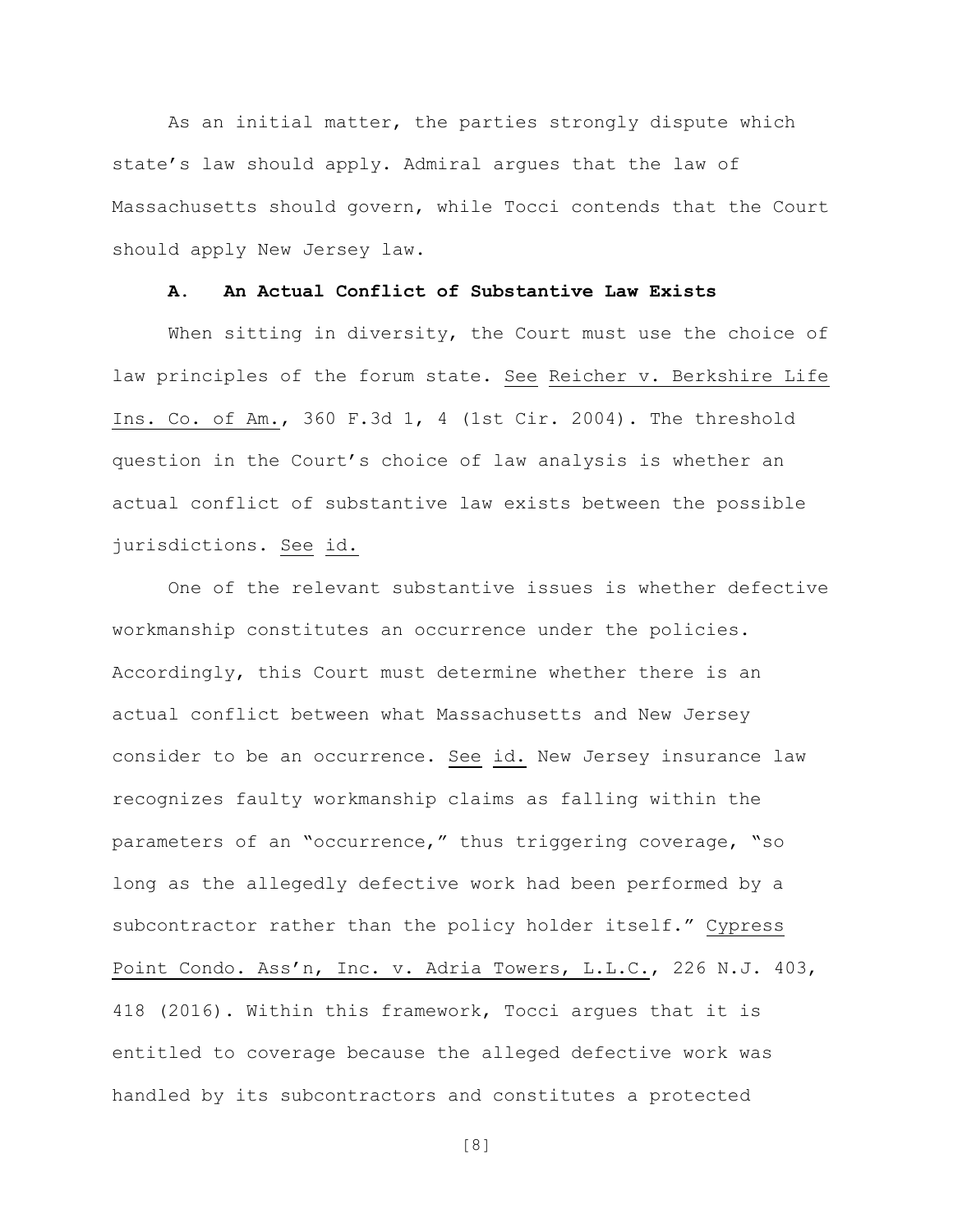As an initial matter, the parties strongly dispute which state's law should apply. Admiral argues that the law of Massachusetts should govern, while Tocci contends that the Court should apply New Jersey law.

### A. An Actual Conflict of Substantive Law Exists

When sitting in diversity, the Court must use the choice of law principles of the forum state. See Reicher v. Berkshire Life Ins. Co. of Am., 360 F.3d 1, 4 (1st Cir. 2004). The threshold question in the Court's choice of law analysis is whether an actual conflict of substantive law exists between the possible jurisdictions. See id.

One of the relevant substantive issues is whether defective workmanship constitutes an occurrence under the policies. Accordingly, this Court must determine whether there is an actual conflict between what Massachusetts and New Jersey consider to be an occurrence. See id. New Jersey insurance law recognizes faulty workmanship claims as falling within the parameters of an "occurrence," thus triggering coverage, "so long as the allegedly defective work had been performed by a subcontractor rather than the policy holder itself." Cypress Point Condo. Ass'n, Inc. v. Adria Towers, L.L.C., 226 N.J. 403, 418 (2016). Within this framework, Tocci argues that it is entitled to coverage because the alleged defective work was handled by its subcontractors and constitutes a protected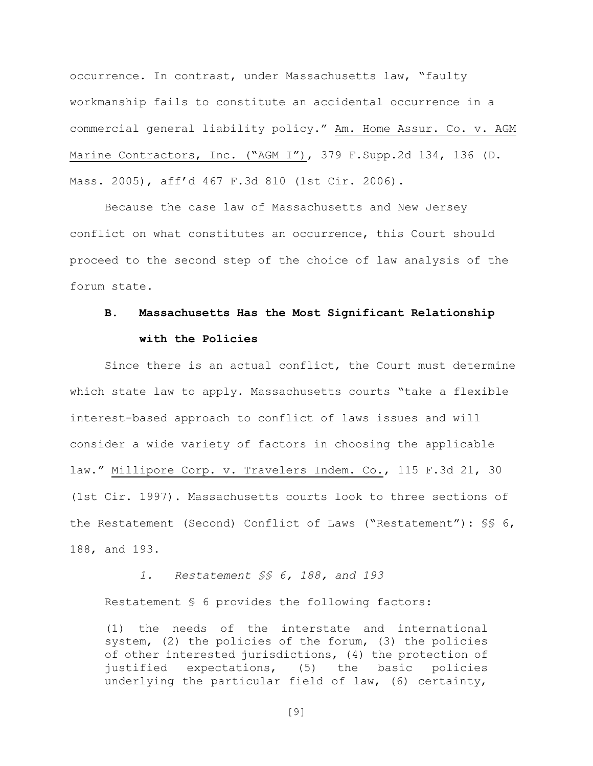occurrence. In contrast, under Massachusetts law, "faulty workmanship fails to constitute an accidental occurrence in a commercial general liability policy." Am. Home Assur. Co. v. AGM Marine Contractors, Inc. ("AGM I"), 379 F.Supp.2d 134, 136 (D. Mass. 2005), aff'd 467 F.3d 810 (1st Cir. 2006).

Because the case law of Massachusetts and New Jersey conflict on what constitutes an occurrence, this Court should proceed to the second step of the choice of law analysis of the forum state.

### B. Massachusetts Has the Most Significant Relationship with the Policies

Since there is an actual conflict, the Court must determine which state law to apply. Massachusetts courts "take a flexible interest-based approach to conflict of laws issues and will consider a wide variety of factors in choosing the applicable law." Millipore Corp. v. Travelers Indem. Co., 115 F.3d 21, 30 (1st Cir. 1997). Massachusetts courts look to three sections of the Restatement (Second) Conflict of Laws ("Restatement"): §§ 6, 188, and 193.

#### *1. Restatement §§ 6, 188, and 193*

Restatement § 6 provides the following factors:

> (1) the needs of the interstate and international system, (2) the policies of the forum, (3) the policies of other interested jurisdictions, (4) the protection of justified expectations, (5) the basic policies underlying the particular field of law, (6) certainty,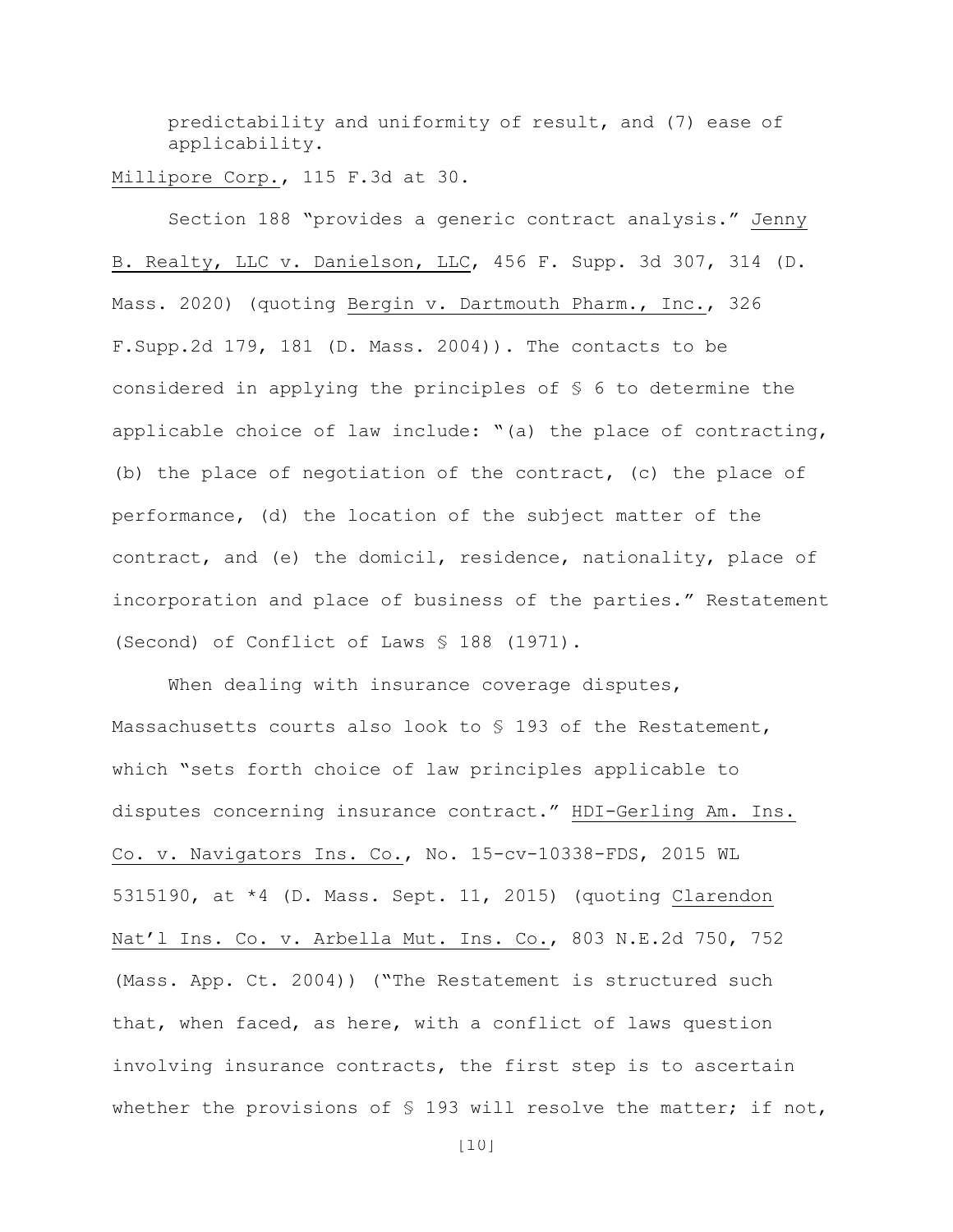predictability and uniformity of result, and (7) ease of applicability.

Millipore Corp., 115 F.3d at 30.

Section 188 "provides a generic contract analysis." Jenny B. Realty, LLC v. Danielson, LLC, 456 F. Supp. 3d 307, 314 (D. Mass. 2020) (quoting Bergin v. Dartmouth Pharm., Inc., 326 F.Supp.2d 179, 181 (D. Mass. 2004)). The contacts to be considered in applying the principles of § 6 to determine the applicable choice of law include: "(a) the place of contracting, (b) the place of negotiation of the contract, (c) the place of performance, (d) the location of the subject matter of the contract, and (e) the domicil, residence, nationality, place of incorporation and place of business of the parties." Restatement (Second) of Conflict of Laws § 188 (1971).

When dealing with insurance coverage disputes, Massachusetts courts also look to § 193 of the Restatement, which "sets forth choice of law principles applicable to disputes concerning insurance contract." HDI-Gerling Am. Ins. Co. v. Navigators Ins. Co., No. 15-cv-10338-FDS, 2015 WL 5315190, at *4 (D. Mass. Sept. 11, 2015) (quoting Clarendon Nat'l Ins. Co. v. Arbella Mut. Ins. Co., 803 N.E.2d 750, 752 (Mass. App. Ct. 2004)) ("The Restatement is structured such that, when faced, as here, with a conflict of laws question involving insurance contracts, the first step is to ascertain whether the provisions of § 193 will resolve the matter; if not,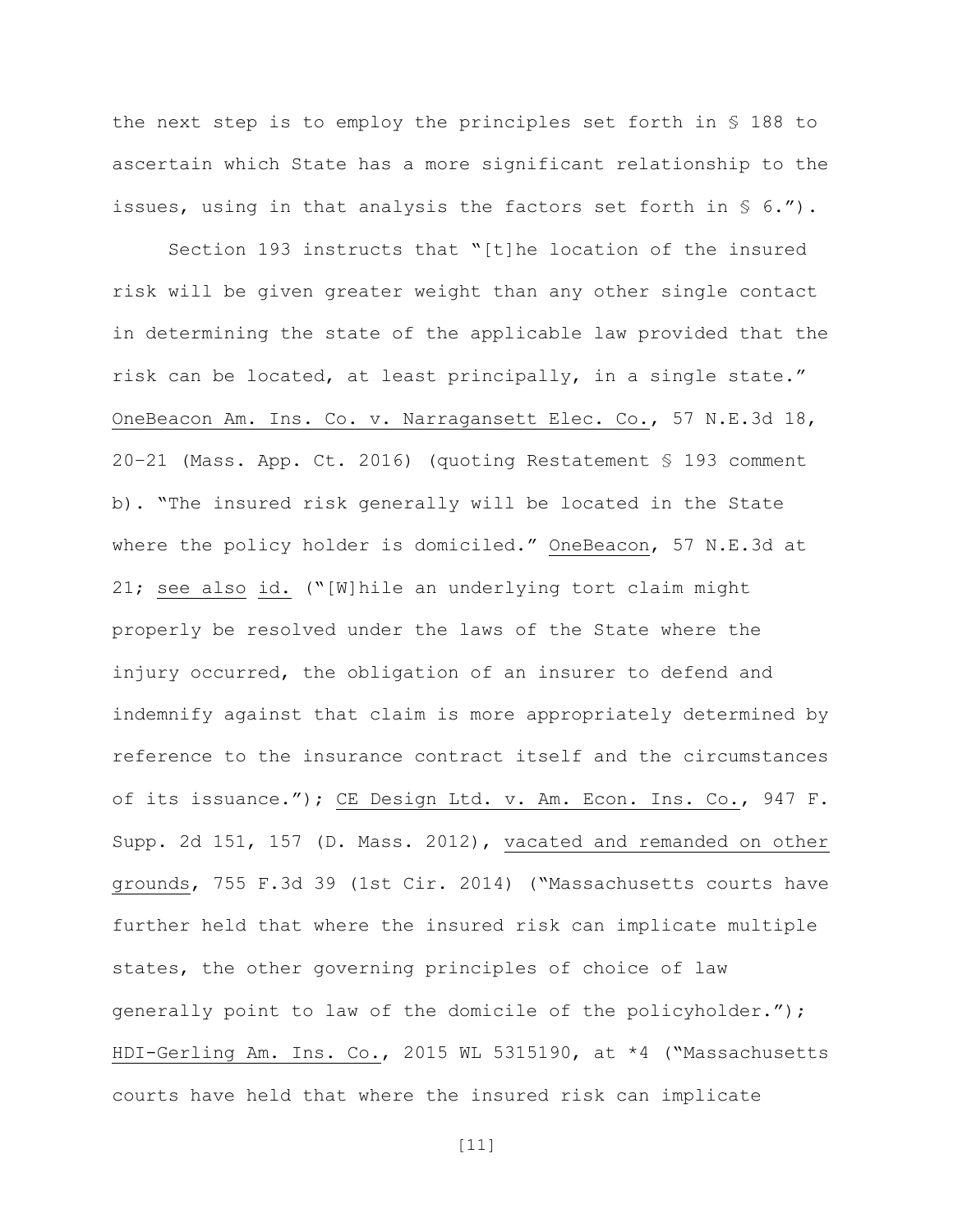the next step is to employ the principles set forth in § 188 to ascertain which State has a more significant relationship to the issues, using in that analysis the factors set forth in § 6.").

Section 193 instructs that "[t]he location of the insured risk will be given greater weight than any other single contact in determining the state of the applicable law provided that the risk can be located, at least principally, in a single state." OneBeacon Am. Ins. Co. v. Narragansett Elec. Co., 57 N.E.3d 18, 20–21 (Mass. App. Ct. 2016) (quoting Restatement § 193 comment b). "The insured risk generally will be located in the State where the policy holder is domiciled." OneBeacon, 57 N.E.3d at 21; see also id. ("[W]hile an underlying tort claim might properly be resolved under the laws of the State where the injury occurred, the obligation of an insurer to defend and indemnify against that claim is more appropriately determined by reference to the insurance contract itself and the circumstances of its issuance."); CE Design Ltd. v. Am. Econ. Ins. Co., 947 F. Supp. 2d 151, 157 (D. Mass. 2012), vacated and remanded on other grounds, 755 F.3d 39 (1st Cir. 2014) ("Massachusetts courts have further held that where the insured risk can implicate multiple states, the other governing principles of choice of law generally point to law of the domicile of the policyholder."); HDI-Gerling Am. Ins. Co., 2015 WL 5315190, at *4 ("Massachusetts courts have held that where the insured risk can implicate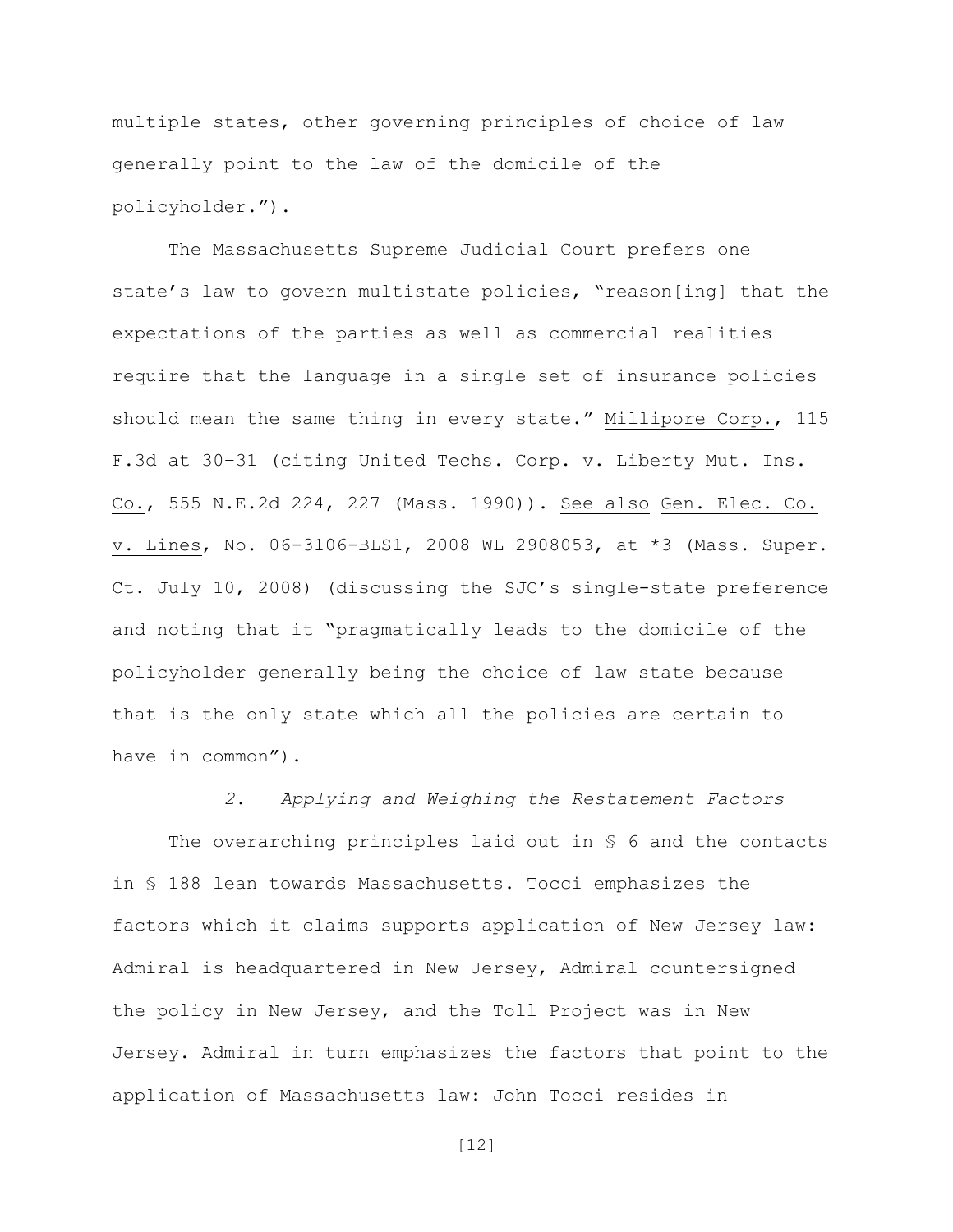multiple states, other governing principles of choice of law generally point to the law of the domicile of the policyholder.").

The Massachusetts Supreme Judicial Court prefers one state's law to govern multistate policies, "reason[ing] that the expectations of the parties as well as commercial realities require that the language in a single set of insurance policies should mean the same thing in every state." Millipore Corp., 115 F.3d at 30–31 (citing United Techs. Corp. v. Liberty Mut. Ins. Co., 555 N.E.2d 224, 227 (Mass. 1990)). See also Gen. Elec. Co. v. Lines, No. 06-3106-BLS1, 2008 WL 2908053, at *3 (Mass. Super. Ct. July 10, 2008) (discussing the SJC's single-state preference and noting that it "pragmatically leads to the domicile of the policyholder generally being the choice of law state because that is the only state which all the policies are certain to have in common").

*2. Applying and Weighing the Restatement Factors*

The overarching principles laid out in § 6 and the contacts in § 188 lean towards Massachusetts. Tocci emphasizes the factors which it claims supports application of New Jersey law: Admiral is headquartered in New Jersey, Admiral countersigned the policy in New Jersey, and the Toll Project was in New Jersey. Admiral in turn emphasizes the factors that point to the application of Massachusetts law: John Tocci resides in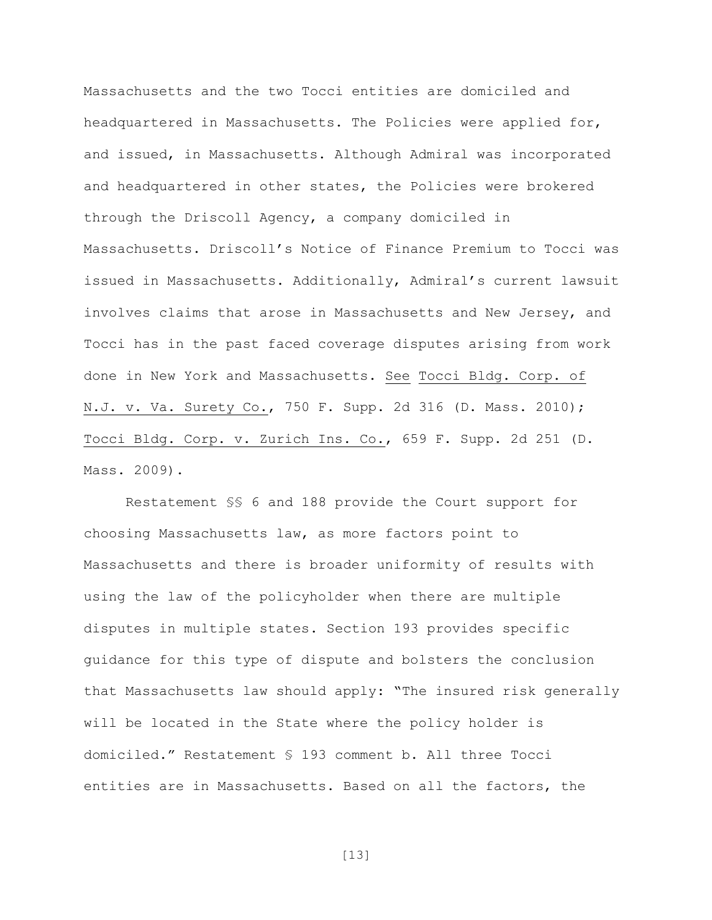Massachusetts and the two Tocci entities are domiciled and headquartered in Massachusetts. The Policies were applied for, and issued, in Massachusetts. Although Admiral was incorporated and headquartered in other states, the Policies were brokered through the Driscoll Agency, a company domiciled in Massachusetts. Driscoll's Notice of Finance Premium to Tocci was issued in Massachusetts. Additionally, Admiral's current lawsuit involves claims that arose in Massachusetts and New Jersey, and Tocci has in the past faced coverage disputes arising from work done in New York and Massachusetts. See Tocci Bldg. Corp. of N.J. v. Va. Surety Co., 750 F. Supp. 2d 316 (D. Mass. 2010); Tocci Bldg. Corp. v. Zurich Ins. Co., 659 F. Supp. 2d 251 (D. Mass. 2009).

Restatement §§ 6 and 188 provide the Court support for choosing Massachusetts law, as more factors point to Massachusetts and there is broader uniformity of results with using the law of the policyholder when there are multiple disputes in multiple states. Section 193 provides specific guidance for this type of dispute and bolsters the conclusion that Massachusetts law should apply: "The insured risk generally will be located in the State where the policy holder is domiciled." Restatement § 193 comment b. All three Tocci entities are in Massachusetts. Based on all the factors, the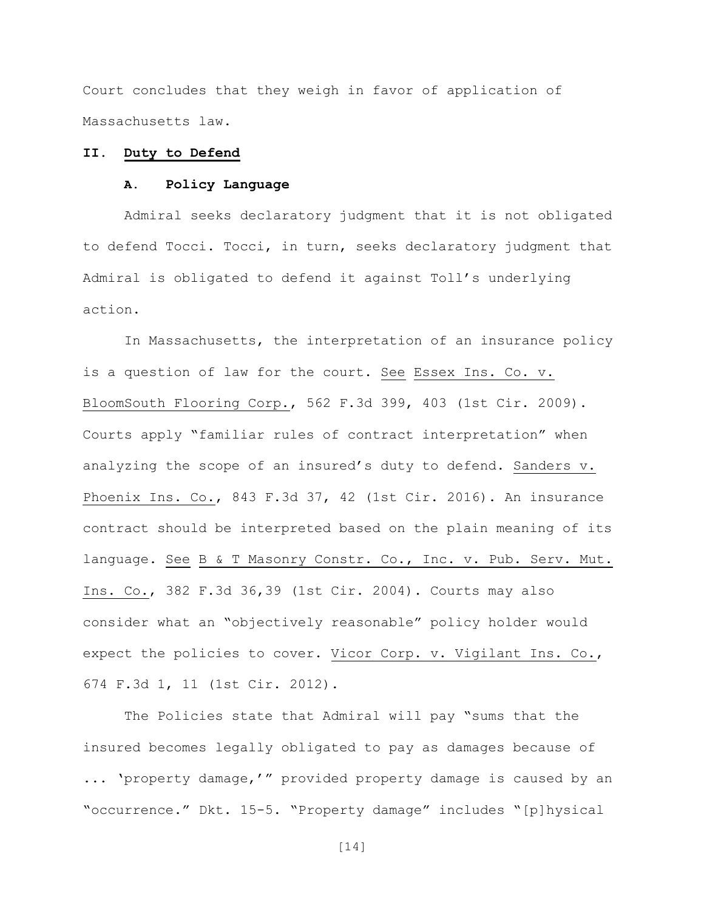Court concludes that they weigh in favor of application of Massachusetts law.

## II. Duty to Defend

### A. Policy Language

Admiral seeks declaratory judgment that it is not obligated to defend Tocci. Tocci, in turn, seeks declaratory judgment that Admiral is obligated to defend it against Toll's underlying action.

In Massachusetts, the interpretation of an insurance policy is a question of law for the court. See Essex Ins. Co. v. BloomSouth Flooring Corp., 562 F.3d 399, 403 (1st Cir. 2009). Courts apply "familiar rules of contract interpretation" when analyzing the scope of an insured's duty to defend. Sanders v. Phoenix Ins. Co., 843 F.3d 37, 42 (1st Cir. 2016). An insurance contract should be interpreted based on the plain meaning of its language. See B & T Masonry Constr. Co., Inc. v. Pub. Serv. Mut. Ins. Co., 382 F.3d 36,39 (1st Cir. 2004). Courts may also consider what an "objectively reasonable" policy holder would expect the policies to cover. Vicor Corp. v. Vigilant Ins. Co., 674 F.3d 1, 11 (1st Cir. 2012).

The Policies state that Admiral will pay "sums that the insured becomes legally obligated to pay as damages because of ... 'property damage,'" provided property damage is caused by an "occurrence." Dkt. 15-5. "Property damage" includes "[p]hysical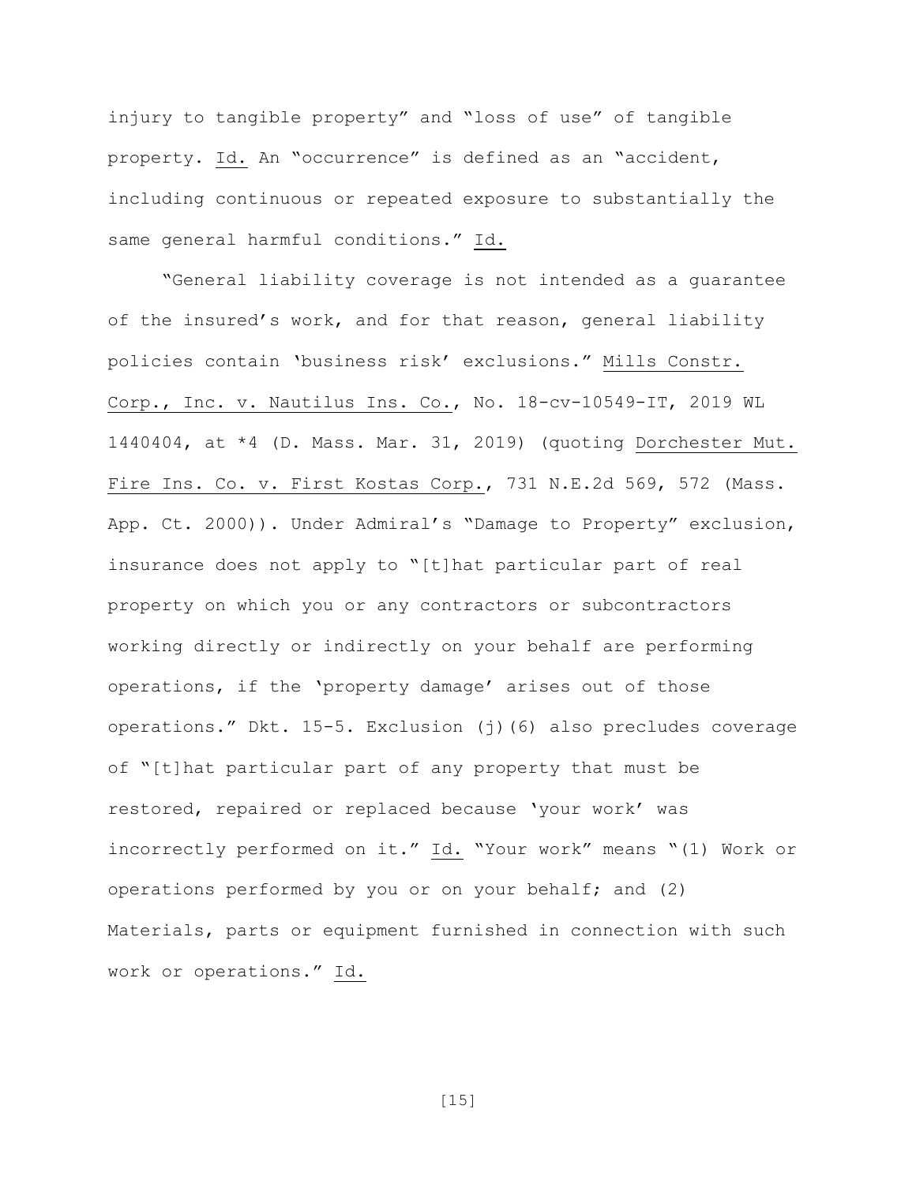injury to tangible property" and "loss of use" of tangible property. Id. An "occurrence" is defined as an "accident, including continuous or repeated exposure to substantially the same general harmful conditions." Id.

"General liability coverage is not intended as a guarantee of the insured's work, and for that reason, general liability policies contain 'business risk' exclusions." Mills Constr. Corp., Inc. v. Nautilus Ins. Co., No. 18-cv-10549-IT, 2019 WL 1440404, at *4 (D. Mass. Mar. 31, 2019) (quoting Dorchester Mut. Fire Ins. Co. v. First Kostas Corp., 731 N.E.2d 569, 572 (Mass. App. Ct. 2000)). Under Admiral's "Damage to Property" exclusion, insurance does not apply to "[t]hat particular part of real property on which you or any contractors or subcontractors working directly or indirectly on your behalf are performing operations, if the 'property damage' arises out of those operations." Dkt. 15-5. Exclusion (j)(6) also precludes coverage of "[t]hat particular part of any property that must be restored, repaired or replaced because 'your work' was incorrectly performed on it." Id. "Your work" means "(1) Work or operations performed by you or on your behalf; and (2) Materials, parts or equipment furnished in connection with such work or operations." Id.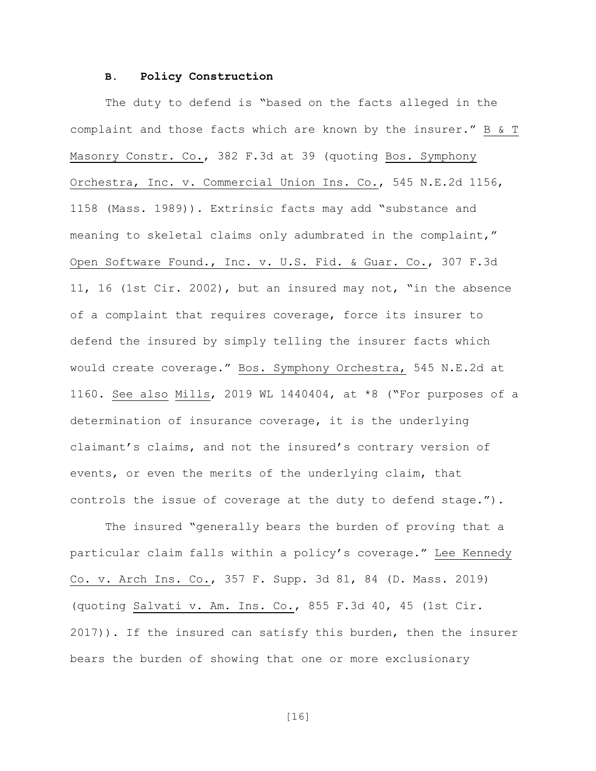### B. Policy Construction

The duty to defend is "based on the facts alleged in the complaint and those facts which are known by the insurer." B & T Masonry Constr. Co., 382 F.3d at 39 (quoting Bos. Symphony Orchestra, Inc. v. Commercial Union Ins. Co., 545 N.E.2d 1156, 1158 (Mass. 1989)). Extrinsic facts may add "substance and meaning to skeletal claims only adumbrated in the complaint," Open Software Found., Inc. v. U.S. Fid. & Guar. Co., 307 F.3d 11, 16 (1st Cir. 2002), but an insured may not, "in the absence of a complaint that requires coverage, force its insurer to defend the insured by simply telling the insurer facts which would create coverage." Bos. Symphony Orchestra, 545 N.E.2d at 1160. See also Mills, 2019 WL 1440404, at *8 ("For purposes of a determination of insurance coverage, it is the underlying claimant's claims, and not the insured's contrary version of events, or even the merits of the underlying claim, that controls the issue of coverage at the duty to defend stage.").

The insured "generally bears the burden of proving that a particular claim falls within a policy's coverage." Lee Kennedy Co. v. Arch Ins. Co., 357 F. Supp. 3d 81, 84 (D. Mass. 2019) (quoting Salvati v. Am. Ins. Co., 855 F.3d 40, 45 (1st Cir. 2017)). If the insured can satisfy this burden, then the insurer bears the burden of showing that one or more exclusionary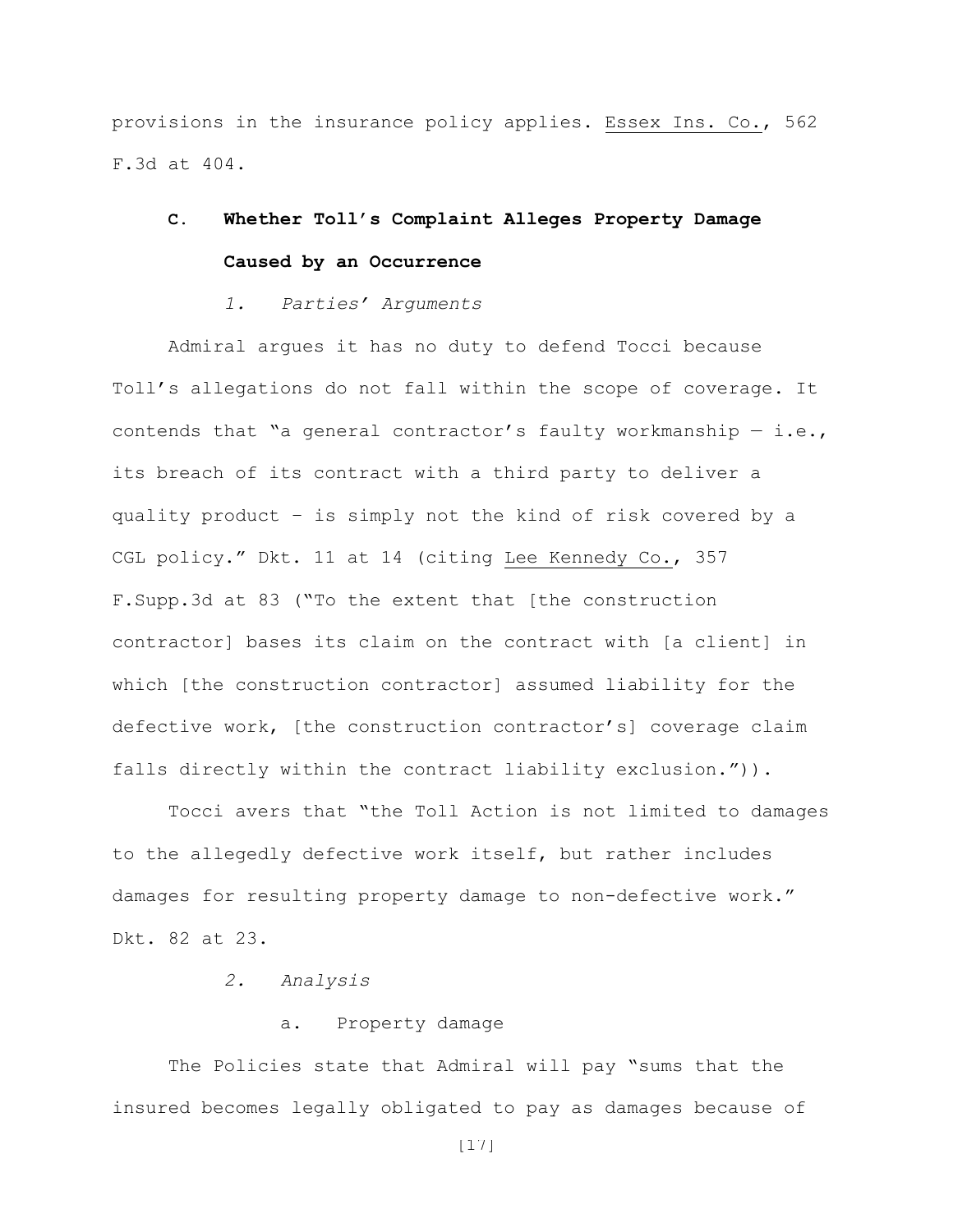provisions in the insurance policy applies. Essex Ins. Co., 562 F.3d at 404.

### C. Whether Toll's Complaint Alleges Property Damage Caused by an Occurrence

#### *1. Parties' Arguments*

Admiral argues it has no duty to defend Tocci because Toll's allegations do not fall within the scope of coverage. It contends that "a general contractor's faulty workmanship — i.e., its breach of its contract with a third party to deliver a quality product – is simply not the kind of risk covered by a CGL policy." Dkt. 11 at 14 (citing Lee Kennedy Co., 357 F.Supp.3d at 83 ("To the extent that [the construction contractor] bases its claim on the contract with [a client] in which [the construction contractor] assumed liability for the defective work, [the construction contractor's] coverage claim falls directly within the contract liability exclusion.")).

Tocci avers that "the Toll Action is not limited to damages to the allegedly defective work itself, but rather includes damages for resulting property damage to non-defective work." Dkt. 82 at 23.

#### *2. Analysis*

##### a. Property damage

The Policies state that Admiral will pay "sums that the insured becomes legally obligated to pay as damages because of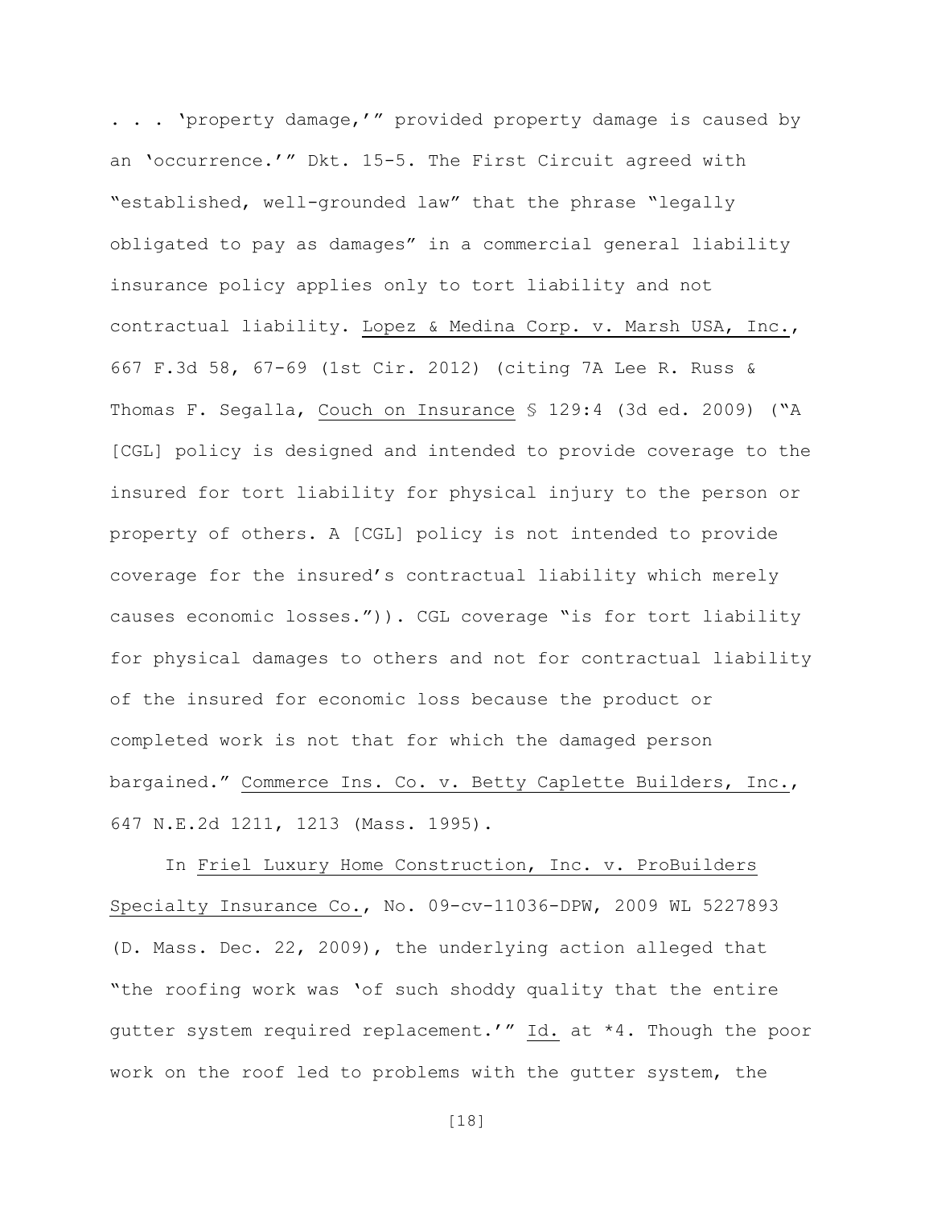. . . 'property damage,'" provided property damage is caused by an 'occurrence.'" Dkt. 15-5. The First Circuit agreed with "established, well-grounded law" that the phrase "legally obligated to pay as damages" in a commercial general liability insurance policy applies only to tort liability and not contractual liability. Lopez & Medina Corp. v. Marsh USA, Inc., 667 F.3d 58, 67-69 (1st Cir. 2012) (citing 7A Lee R. Russ & Thomas F. Segalla, Couch on Insurance § 129:4 (3d ed. 2009) ("A [CGL] policy is designed and intended to provide coverage to the insured for tort liability for physical injury to the person or property of others. A [CGL] policy is not intended to provide coverage for the insured's contractual liability which merely causes economic losses.")). CGL coverage "is for tort liability for physical damages to others and not for contractual liability of the insured for economic loss because the product or completed work is not that for which the damaged person bargained." Commerce Ins. Co. v. Betty Caplette Builders, Inc., 647 N.E.2d 1211, 1213 (Mass. 1995).

In Friel Luxury Home Construction, Inc. v. ProBuilders Specialty Insurance Co., No. 09-cv-11036-DPW, 2009 WL 5227893 (D. Mass. Dec. 22, 2009), the underlying action alleged that "the roofing work was 'of such shoddy quality that the entire gutter system required replacement.'" Id. at *4. Though the poor work on the roof led to problems with the gutter system, the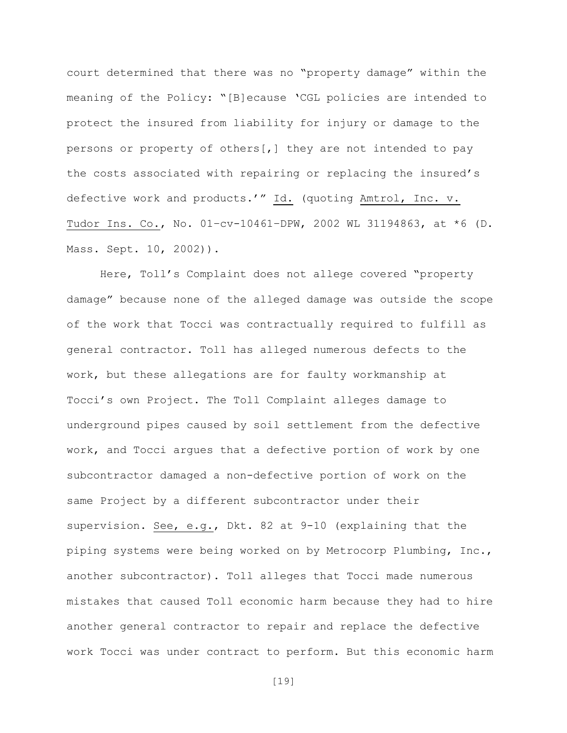court determined that there was no "property damage" within the meaning of the Policy: "[B]ecause 'CGL policies are intended to protect the insured from liability for injury or damage to the persons or property of others[,] they are not intended to pay the costs associated with repairing or replacing the insured's defective work and products.'" Id. (quoting Amtrol, Inc. v. Tudor Ins. Co., No. 01-cv-10461-DPW, 2002 WL 31194863, at *6 (D. Mass. Sept. 10, 2002)).

Here, Toll's Complaint does not allege covered "property damage" because none of the alleged damage was outside the scope of the work that Tocci was contractually required to fulfill as general contractor. Toll has alleged numerous defects to the work, but these allegations are for faulty workmanship at Tocci's own Project. The Toll Complaint alleges damage to underground pipes caused by soil settlement from the defective work, and Tocci argues that a defective portion of work by one subcontractor damaged a non-defective portion of work on the same Project by a different subcontractor under their supervision. See, e.g., Dkt. 82 at 9-10 (explaining that the piping systems were being worked on by Metrocorp Plumbing, Inc., another subcontractor). Toll alleges that Tocci made numerous mistakes that caused Toll economic harm because they had to hire another general contractor to repair and replace the defective work Tocci was under contract to perform. But this economic harm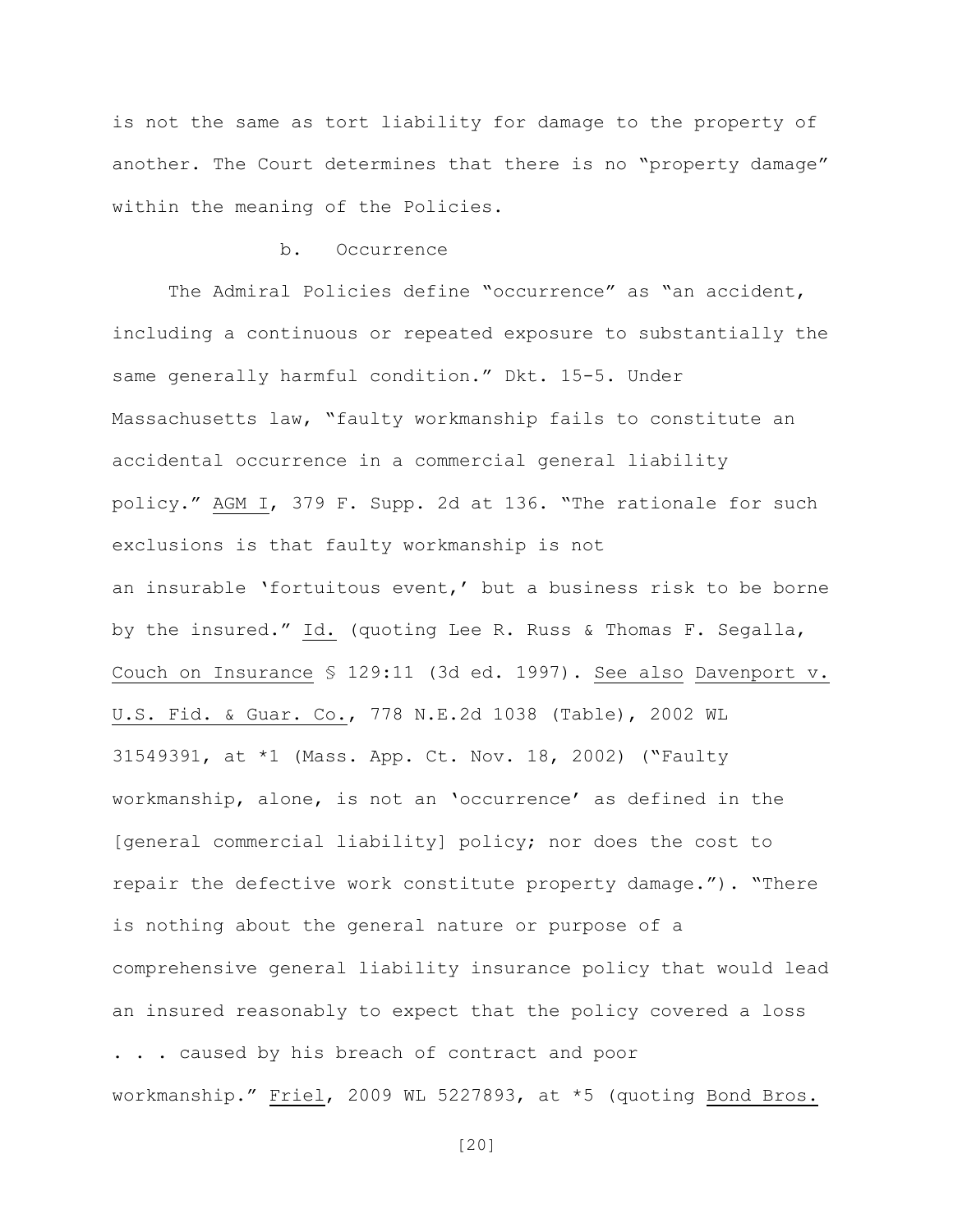is not the same as tort liability for damage to the property of another. The Court determines that there is no "property damage" within the meaning of the Policies.

b. Occurrence

The Admiral Policies define "occurrence" as "an accident, including a continuous or repeated exposure to substantially the same generally harmful condition." Dkt. 15-5. Under Massachusetts law, "faulty workmanship fails to constitute an accidental occurrence in a commercial general liability policy." AGM I, 379 F. Supp. 2d at 136. "The rationale for such exclusions is that faulty workmanship is not an insurable 'fortuitous event,' but a business risk to be borne by the insured." Id. (quoting Lee R. Russ & Thomas F. Segalla, Couch on Insurance § 129:11 (3d ed. 1997). See also Davenport v. U.S. Fid. & Guar. Co., 778 N.E.2d 1038 (Table), 2002 WL 31549391, at *1 (Mass. App. Ct. Nov. 18, 2002) ("Faulty workmanship, alone, is not an 'occurrence' as defined in the [general commercial liability] policy; nor does the cost to repair the defective work constitute property damage."). "There is nothing about the general nature or purpose of a comprehensive general liability insurance policy that would lead an insured reasonably to expect that the policy covered a loss . . . caused by his breach of contract and poor workmanship." Friel, 2009 WL 5227893, at *5 (quoting Bond Bros.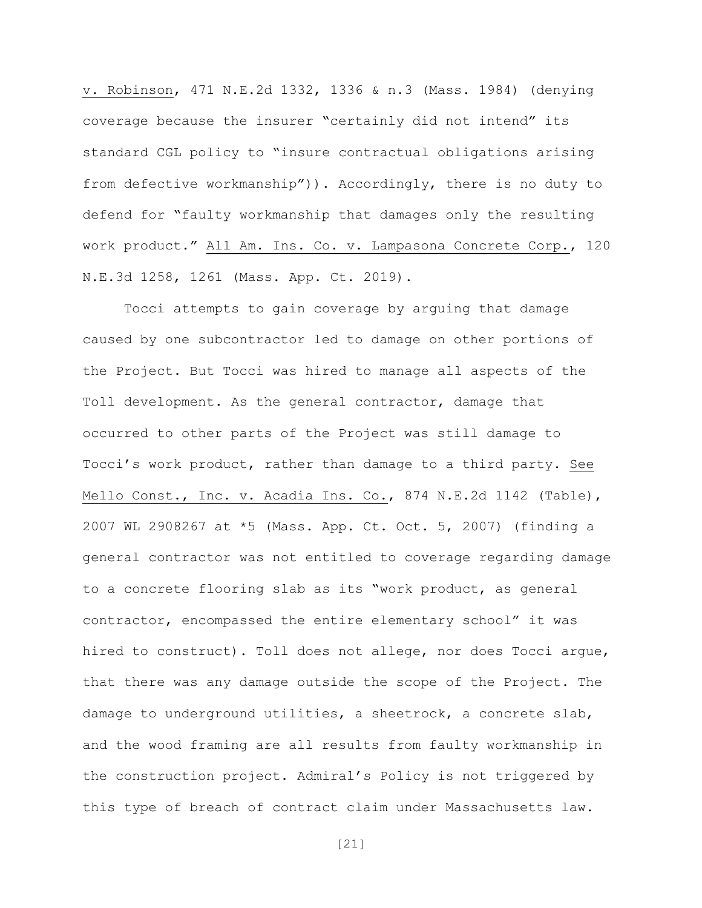v. Robinson, 471 N.E.2d 1332, 1336 & n.3 (Mass. 1984) (denying coverage because the insurer "certainly did not intend" its standard CGL policy to "insure contractual obligations arising from defective workmanship")). Accordingly, there is no duty to defend for "faulty workmanship that damages only the resulting work product." All Am. Ins. Co. v. Lampasona Concrete Corp., 120 N.E.3d 1258, 1261 (Mass. App. Ct. 2019).

Tocci attempts to gain coverage by arguing that damage caused by one subcontractor led to damage on other portions of the Project. But Tocci was hired to manage all aspects of the Toll development. As the general contractor, damage that occurred to other parts of the Project was still damage to Tocci's work product, rather than damage to a third party. See Mello Const., Inc. v. Acadia Ins. Co., 874 N.E.2d 1142 (Table), 2007 WL 2908267 at *5 (Mass. App. Ct. Oct. 5, 2007) (finding a general contractor was not entitled to coverage regarding damage to a concrete flooring slab as its "work product, as general contractor, encompassed the entire elementary school" it was hired to construct). Toll does not allege, nor does Tocci argue, that there was any damage outside the scope of the Project. The damage to underground utilities, a sheetrock, a concrete slab, and the wood framing are all results from faulty workmanship in the construction project. Admiral's Policy is not triggered by this type of breach of contract claim under Massachusetts law.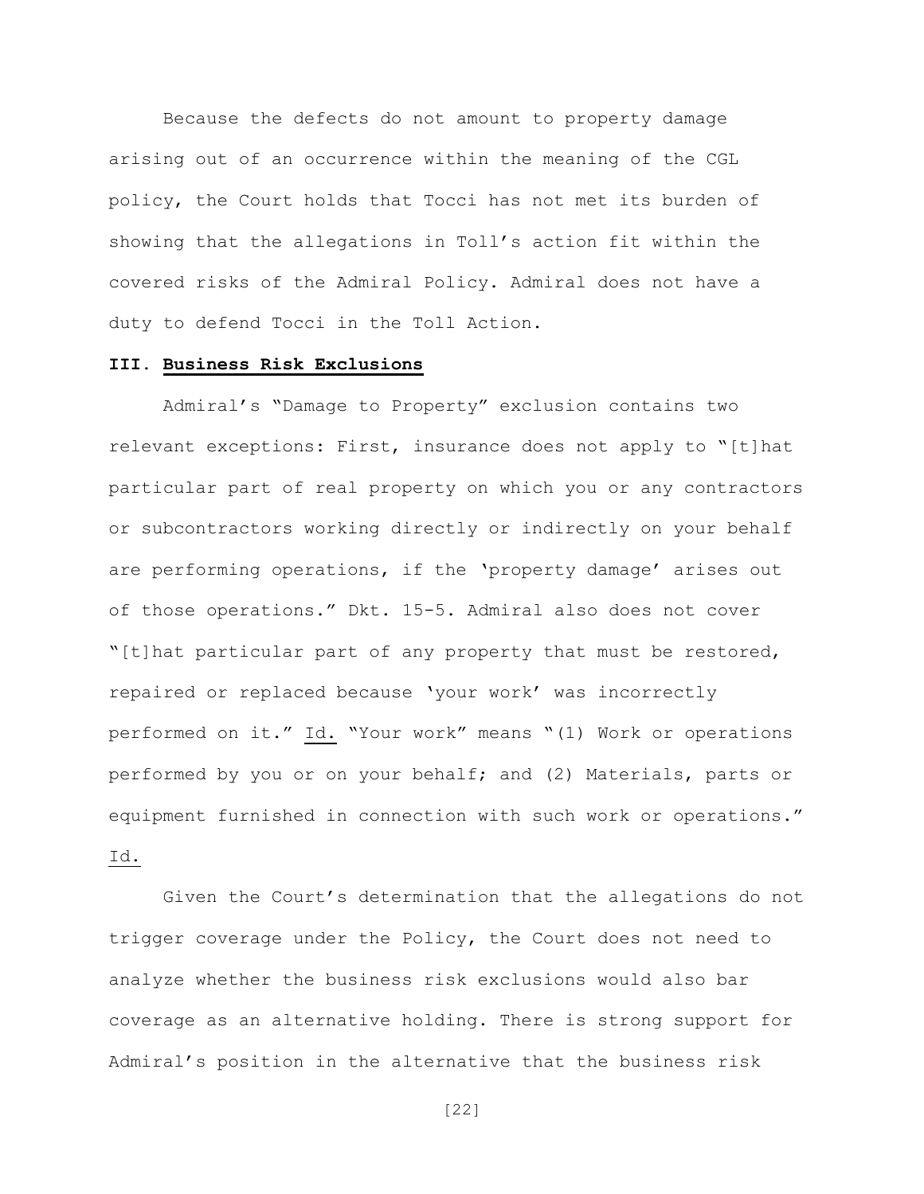Because the defects do not amount to property damage arising out of an occurrence within the meaning of the CGL policy, the Court holds that Tocci has not met its burden of showing that the allegations in Toll's action fit within the covered risks of the Admiral Policy. Admiral does not have a duty to defend Tocci in the Toll Action.

### III. <u>Business Risk Exclusions</u>

Admiral's "Damage to Property" exclusion contains two relevant exceptions: First, insurance does not apply to "[t]hat particular part of real property on which you or any contractors or subcontractors working directly or indirectly on your behalf are performing operations, if the 'property damage' arises out of those operations." Dkt. 15-5. Admiral also does not cover "[t]hat particular part of any property that must be restored, repaired or replaced because 'your work' was incorrectly performed on it." <u>Id.</u> "Your work" means "(1) Work or operations performed by you or on your behalf; and (2) Materials, parts or equipment furnished in connection with such work or operations." <u>Id.</u>

Given the Court's determination that the allegations do not trigger coverage under the Policy, the Court does not need to analyze whether the business risk exclusions would also bar coverage as an alternative holding. There is strong support for Admiral's position in the alternative that the business risk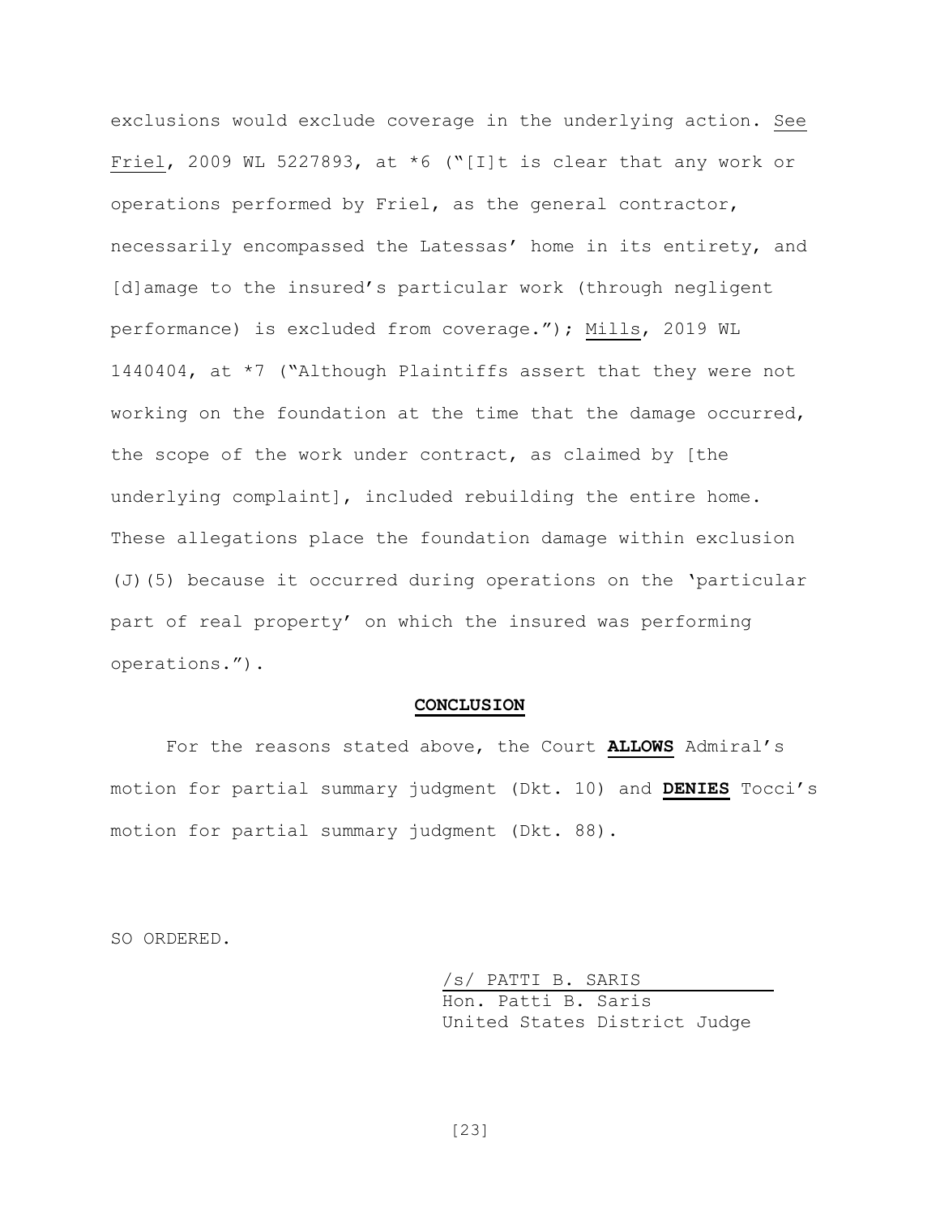exclusions would exclude coverage in the underlying action. See Friel, 2009 WL 5227893, at *6 ("[I]t is clear that any work or operations performed by Friel, as the general contractor, necessarily encompassed the Latessas' home in its entirety, and [d]amage to the insured's particular work (through negligent performance) is excluded from coverage."); Mills, 2019 WL 1440404, at *7 ("Although Plaintiffs assert that they were not working on the foundation at the time that the damage occurred, the scope of the work under contract, as claimed by [the underlying complaint], included rebuilding the entire home. These allegations place the foundation damage within exclusion (J)(5) because it occurred during operations on the 'particular part of real property' on which the insured was performing operations.").

## CONCLUSION

For the reasons stated above, the Court **ALLOWS** Admiral's motion for partial summary judgment (Dkt. 10) and **DENIES** Tocci's motion for partial summary judgment (Dkt. 88).

SO ORDERED.

/s/ PATTI B. SARIS
Hon. Patti B. Saris
United States District Judge